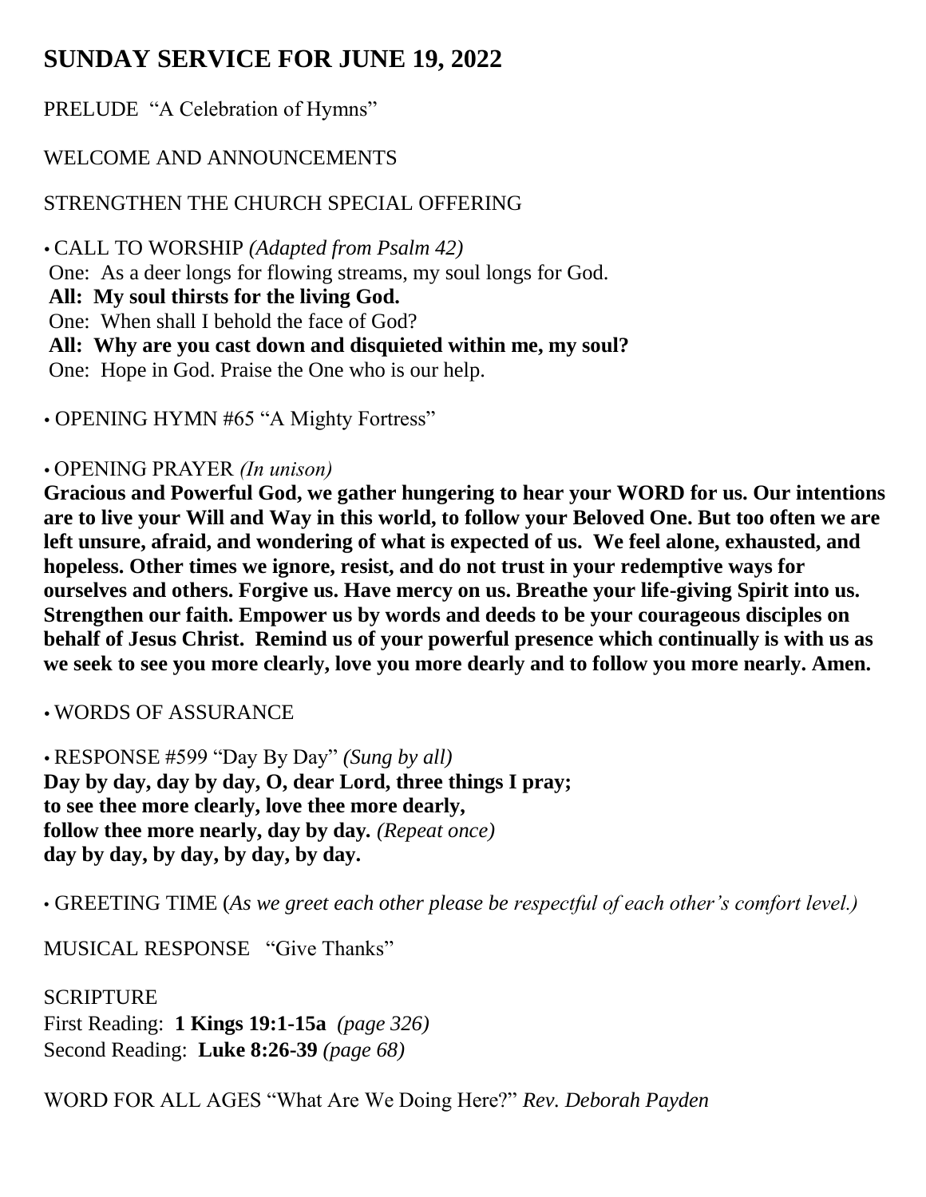# SUNDAY SERVICE FOR JUNE 19, 2022

PRELUDE "A Celebration of Hymns"

WELCOME AND ANNOUNCEMENTS

STRENGTHEN THE CHURCH SPECIAL OFFERING

• CALL TO WORSHIP *(Adapted from Psalm 42)*
One: As a deer longs for flowing streams, my soul longs for God.
**All: My soul thirsts for the living God.**
One: When shall I behold the face of God?
**All: Why are you cast down and disquieted within me, my soul?**
One: Hope in God. Praise the One who is our help.

• OPENING HYMN #65 "A Mighty Fortress"

• OPENING PRAYER *(In unison)*
**Gracious and Powerful God, we gather hungering to hear your WORD for us. Our intentions are to live your Will and Way in this world, to follow your Beloved One. But too often we are left unsure, afraid, and wondering of what is expected of us. We feel alone, exhausted, and hopeless. Other times we ignore, resist, and do not trust in your redemptive ways for ourselves and others. Forgive us. Have mercy on us. Breathe your life-giving Spirit into us. Strengthen our faith. Empower us by words and deeds to be your courageous disciples on behalf of Jesus Christ. Remind us of your powerful presence which continually is with us as we seek to see you more clearly, love you more dearly and to follow you more nearly. Amen.**

• WORDS OF ASSURANCE

• RESPONSE #599 "Day By Day" *(Sung by all)*
**Day by day, day by day, O, dear Lord, three things I pray;**
**to see thee more clearly, love thee more dearly,**
**follow thee more nearly, day by day.** *(Repeat once)*
**day by day, by day, by day, by day.**

• GREETING TIME (*As we greet each other please be respectful of each other's comfort level.)*

MUSICAL RESPONSE "Give Thanks"

SCRIPTURE
First Reading: **1 Kings 19:1-15a** *(page 326)*
Second Reading: **Luke 8:26-39** *(page 68)*

WORD FOR ALL AGES "What Are We Doing Here?" *Rev. Deborah Payden*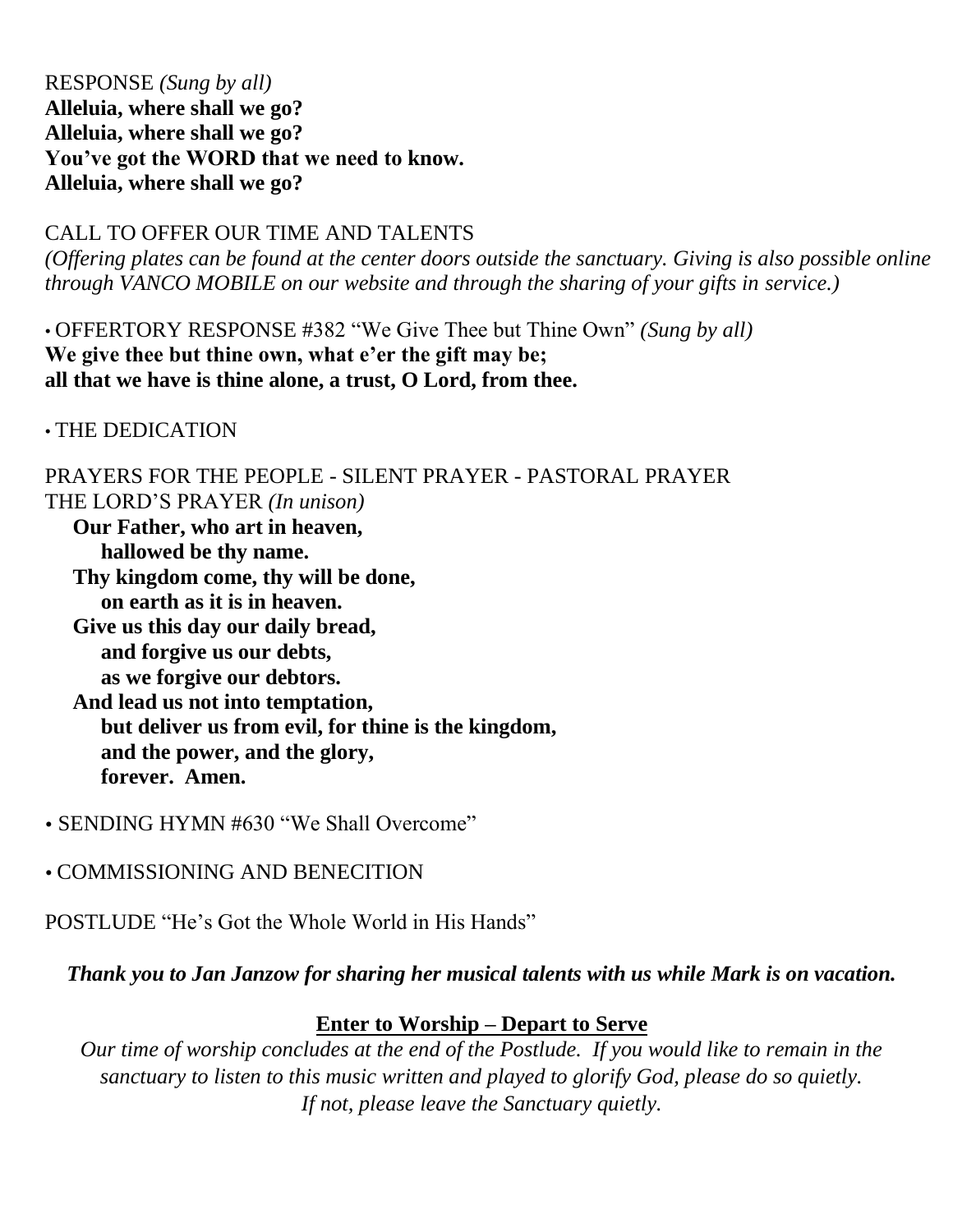RESPONSE *(Sung by all)*
**Alleluia, where shall we go?**
**Alleluia, where shall we go?**
**You've got the WORD that we need to know.**
**Alleluia, where shall we go?**

CALL TO OFFER OUR TIME AND TALENTS
*(Offering plates can be found at the center doors outside the sanctuary. Giving is also possible online through VANCO MOBILE on our website and through the sharing of your gifts in service.)*

• OFFERTORY RESPONSE #382 "We Give Thee but Thine Own" *(Sung by all)*
**We give thee but thine own, what e'er the gift may be;**
**all that we have is thine alone, a trust, O Lord, from thee.**

• THE DEDICATION

PRAYERS FOR THE PEOPLE - SILENT PRAYER - PASTORAL PRAYER
THE LORD'S PRAYER *(In unison)*

**Our Father, who art in heaven,**
**hallowed be thy name.**
**Thy kingdom come, thy will be done,**
**on earth as it is in heaven.**
**Give us this day our daily bread,**
**and forgive us our debts,**
**as we forgive our debtors.**
**And lead us not into temptation,**
**but deliver us from evil, for thine is the kingdom,**
**and the power, and the glory,**
**forever. Amen.**

• SENDING HYMN #630 "We Shall Overcome"

• COMMISSIONING AND BENECITION

POSTLUDE "He's Got the Whole World in His Hands"

***Thank you to Jan Janzow for sharing her musical talents with us while Mark is on vacation.***

**Enter to Worship – Depart to Serve**

*Our time of worship concludes at the end of the Postlude. If you would like to remain in the sanctuary to listen to this music written and played to glorify God, please do so quietly. If not, please leave the Sanctuary quietly.*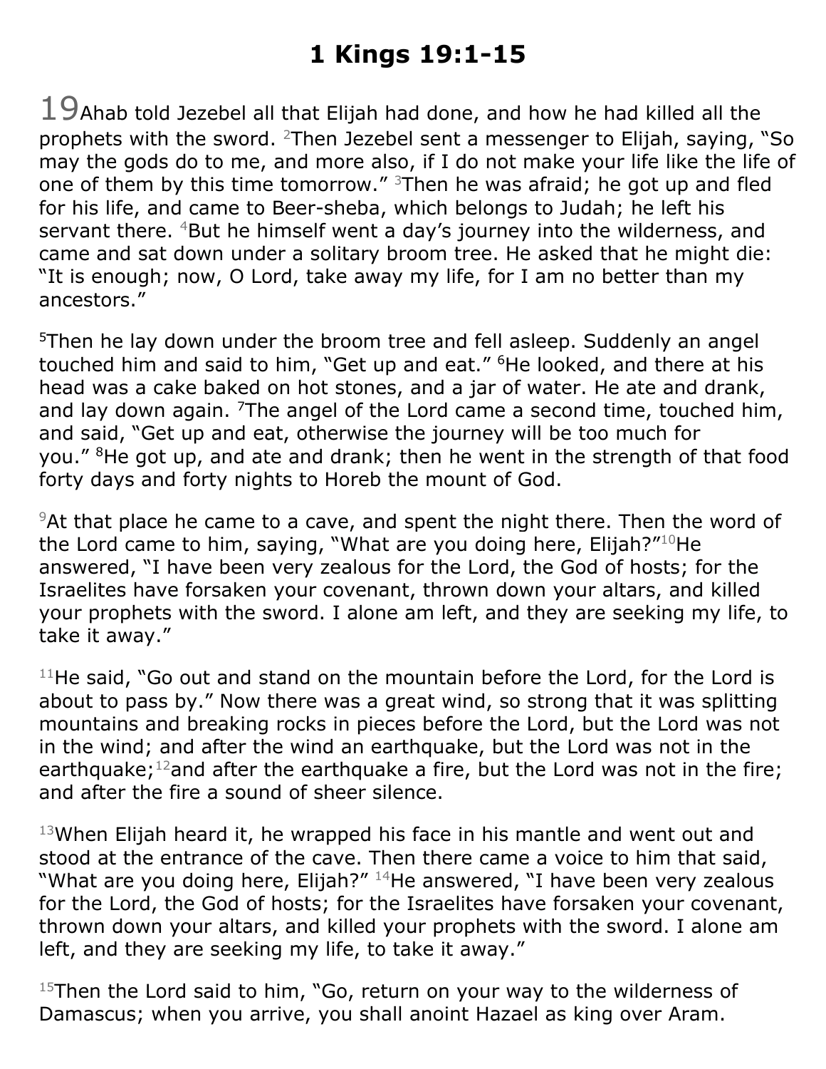# 1 Kings 19:1-15

19 Ahab told Jezebel all that Elijah had done, and how he had killed all the prophets with the sword. [2]Then Jezebel sent a messenger to Elijah, saying, "So may the gods do to me, and more also, if I do not make your life like the life of one of them by this time tomorrow." [3]Then he was afraid; he got up and fled for his life, and came to Beer-sheba, which belongs to Judah; he left his servant there. [4]But he himself went a day's journey into the wilderness, and came and sat down under a solitary broom tree. He asked that he might die: "It is enough; now, O Lord, take away my life, for I am no better than my ancestors."

[5]Then he lay down under the broom tree and fell asleep. Suddenly an angel touched him and said to him, "Get up and eat." [6]He looked, and there at his head was a cake baked on hot stones, and a jar of water. He ate and drank, and lay down again. [7]The angel of the Lord came a second time, touched him, and said, "Get up and eat, otherwise the journey will be too much for you." [8]He got up, and ate and drank; then he went in the strength of that food forty days and forty nights to Horeb the mount of God.

[9]At that place he came to a cave, and spent the night there. Then the word of the Lord came to him, saying, "What are you doing here, Elijah?"[10]He answered, "I have been very zealous for the Lord, the God of hosts; for the Israelites have forsaken your covenant, thrown down your altars, and killed your prophets with the sword. I alone am left, and they are seeking my life, to take it away."

[11]He said, "Go out and stand on the mountain before the Lord, for the Lord is about to pass by." Now there was a great wind, so strong that it was splitting mountains and breaking rocks in pieces before the Lord, but the Lord was not in the wind; and after the wind an earthquake, but the Lord was not in the earthquake;[12]and after the earthquake a fire, but the Lord was not in the fire; and after the fire a sound of sheer silence.

[13]When Elijah heard it, he wrapped his face in his mantle and went out and stood at the entrance of the cave. Then there came a voice to him that said, "What are you doing here, Elijah?" [14]He answered, "I have been very zealous for the Lord, the God of hosts; for the Israelites have forsaken your covenant, thrown down your altars, and killed your prophets with the sword. I alone am left, and they are seeking my life, to take it away."

[15]Then the Lord said to him, "Go, return on your way to the wilderness of Damascus; when you arrive, you shall anoint Hazael as king over Aram.